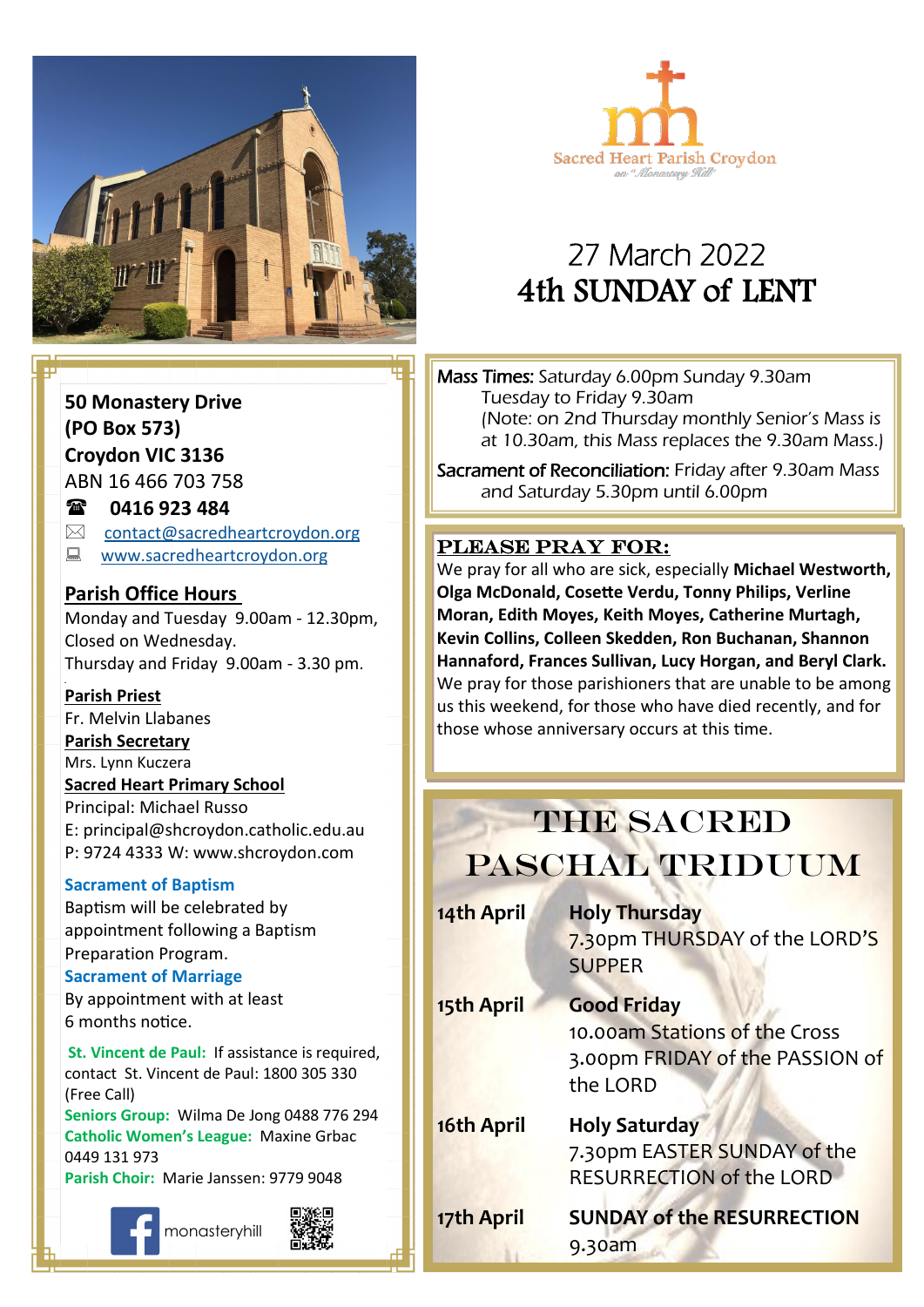Sacred Heart Parish Croydon

on "Monastery Hill"

# 27 March 2022
# 4th SUNDAY of LENT

**50 Monastery Drive**
**(PO Box 573)**
**Croydon VIC 3136**
ABN 16 466 703 758

☎ **0416 923 484**

contact@sacredheartcroydon.org

www.sacredheartcroydon.org

**Parish Office Hours**

Monday and Tuesday 9.00am - 12.30pm,
Closed on Wednesday.
Thursday and Friday 9.00am - 3.30 pm.

**Parish Priest**
Fr. Melvin Llabanes

**Parish Secretary**
Mrs. Lynn Kuczera

**Sacred Heart Primary School**
Principal: Michael Russo
E: principal@shcroydon.catholic.edu.au
P: 9724 4333 W: www.shcroydon.com

**Sacrament of Baptism**
Baptism will be celebrated by appointment following a Baptism Preparation Program.

**Sacrament of Marriage**
By appointment with at least 6 months notice.

**St. Vincent de Paul:** If assistance is required, contact St. Vincent de Paul: 1800 305 330 (Free Call)

**Seniors Group:** Wilma De Jong 0488 776 294

**Catholic Women's League:** Maxine Grbac 0449 131 973

**Parish Choir:** Marie Janssen: 9779 9048

monasteryhill

Mass Times: Saturday 6.00pm Sunday 9.30am
Tuesday to Friday 9.30am
(Note: on 2nd Thursday monthly Senior's Mass is at 10.30am, this Mass replaces the 9.30am Mass.)

Sacrament of Reconciliation: Friday after 9.30am Mass and Saturday 5.30pm until 6.00pm

## PLEASE PRAY FOR:

We pray for all who are sick, especially **Michael Westworth, Olga McDonald, Cosette Verdu, Tonny Philips, Verline Moran, Edith Moyes, Keith Moyes, Catherine Murtagh, Kevin Collins, Colleen Skedden, Ron Buchanan, Shannon Hannaford, Frances Sullivan, Lucy Horgan, and Beryl Clark.** We pray for those parishioners that are unable to be among us this weekend, for those who have died recently, and for those whose anniversary occurs at this time.

## THE SACRED PASCHAL TRIDUUM

**14th April** — **Holy Thursday**
7.30pm THURSDAY of the LORD'S SUPPER

**15th April** — **Good Friday**
10.00am Stations of the Cross
3.00pm FRIDAY of the PASSION of the LORD

**16th April** — **Holy Saturday**
7.30pm EASTER SUNDAY of the RESURRECTION of the LORD

**17th April** — **SUNDAY of the RESURRECTION**
9.30am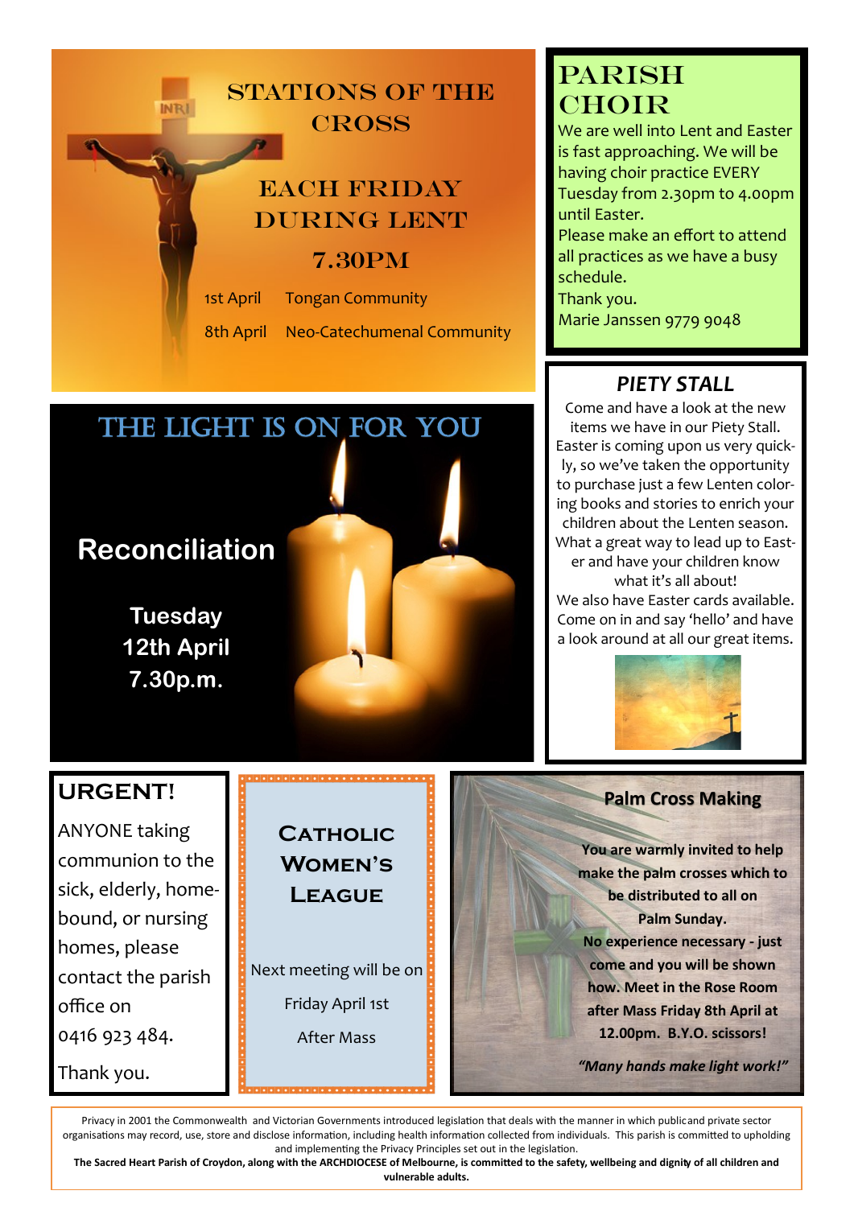## STATIONS OF THE CROSS

### EACH FRIDAY DURING LENT

### 7.30PM

1st April Tongan Community

8th April Neo-Catechumenal Community

## PARISH CHOIR

We are well into Lent and Easter is fast approaching. We will be having choir practice EVERY Tuesday from 2.30pm to 4.00pm until Easter.

Please make an effort to attend all practices as we have a busy schedule.

Thank you.

Marie Janssen 9779 9048

## THE LIGHT IS ON FOR YOU

**Reconciliation**

**Tuesday 12th April 7.30p.m.**

## *PIETY STALL*

Come and have a look at the new items we have in our Piety Stall. Easter is coming upon us very quickly, so we've taken the opportunity to purchase just a few Lenten coloring books and stories to enrich your children about the Lenten season. What a great way to lead up to Easter and have your children know what it's all about!

We also have Easter cards available. Come on in and say 'hello' and have a look around at all our great items.

## URGENT!

ANYONE taking communion to the sick, elderly, home-bound, or nursing homes, please contact the parish office on 0416 923 484.

Thank you.

## Catholic Women's League

Next meeting will be on

Friday April 1st

After Mass

## Palm Cross Making

**You are warmly invited to help make the palm crosses which to be distributed to all on Palm Sunday.**

**No experience necessary - just come and you will be shown how. Meet in the Rose Room after Mass Friday 8th April at 12.00pm. B.Y.O. scissors!**

***"Many hands make light work!"***

Privacy in 2001 the Commonwealth and Victorian Governments introduced legislation that deals with the manner in which publicand private sector organisations may record, use, store and disclose information, including health information collected from individuals. This parish is committed to upholding and implementing the Privacy Principles set out in the legislation.

**The Sacred Heart Parish of Croydon, along with the ARCHDIOCESE of Melbourne, is committed to the safety, wellbeing and dignity of all children and vulnerable adults.**